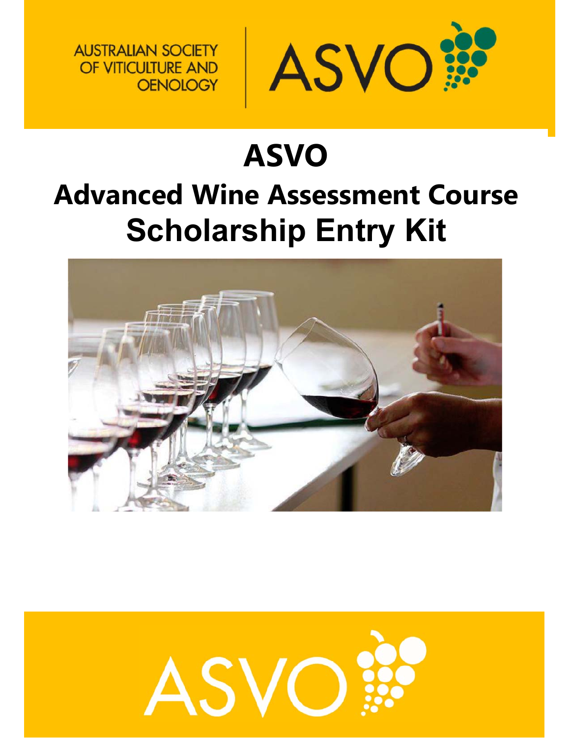AUSTRALIAN SOCIETY OF VITICULTURE AND OENOLOGY

ASVO

# ASVO

## Advanced Wine Assessment Course

## Scholarship Entry Kit

ASVO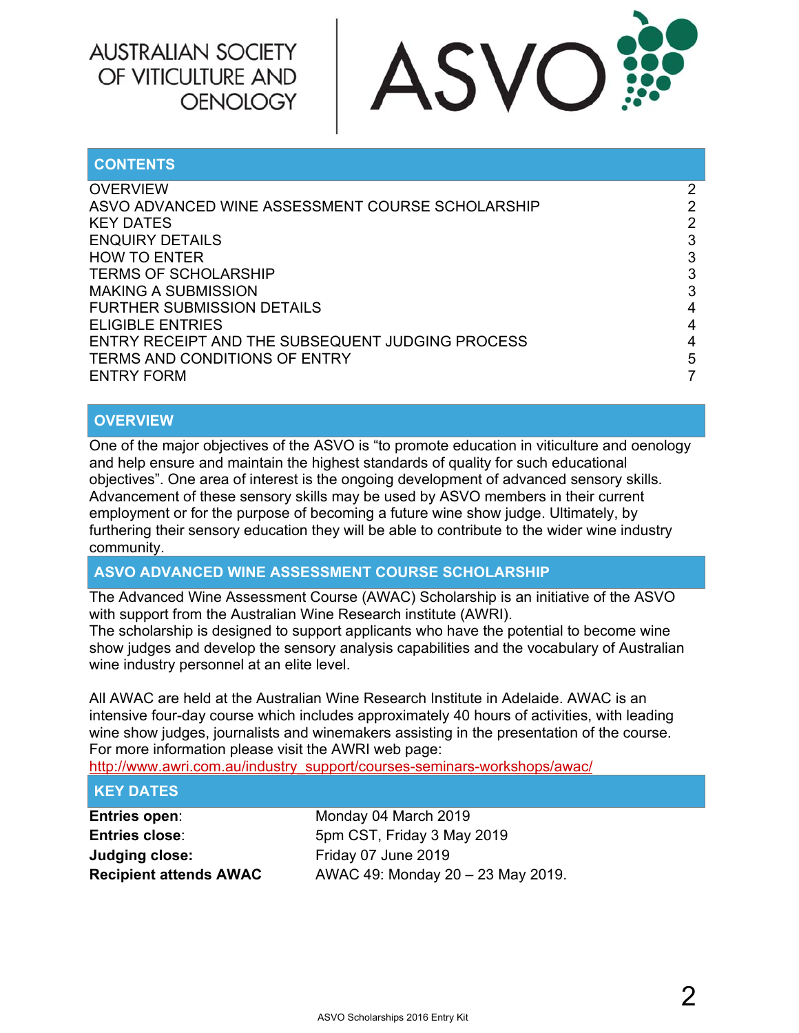AUSTRALIAN SOCIETY OF VITICULTURE AND OENOLOGY

ASVO

## CONTENTS

| | |
|---|---|
| OVERVIEW | 2 |
| ASVO ADVANCED WINE ASSESSMENT COURSE SCHOLARSHIP | 2 |
| KEY DATES | 2 |
| ENQUIRY DETAILS | 3 |
| HOW TO ENTER | 3 |
| TERMS OF SCHOLARSHIP | 3 |
| MAKING A SUBMISSION | 3 |
| FURTHER SUBMISSION DETAILS | 4 |
| ELIGIBLE ENTRIES | 4 |
| ENTRY RECEIPT AND THE SUBSEQUENT JUDGING PROCESS | 4 |
| TERMS AND CONDITIONS OF ENTRY | 5 |
| ENTRY FORM | 7 |

## OVERVIEW

One of the major objectives of the ASVO is "to promote education in viticulture and oenology and help ensure and maintain the highest standards of quality for such educational objectives". One area of interest is the ongoing development of advanced sensory skills. Advancement of these sensory skills may be used by ASVO members in their current employment or for the purpose of becoming a future wine show judge. Ultimately, by furthering their sensory education they will be able to contribute to the wider wine industry community.

## ASVO ADVANCED WINE ASSESSMENT COURSE SCHOLARSHIP

The Advanced Wine Assessment Course (AWAC) Scholarship is an initiative of the ASVO with support from the Australian Wine Research institute (AWRI).
The scholarship is designed to support applicants who have the potential to become wine show judges and develop the sensory analysis capabilities and the vocabulary of Australian wine industry personnel at an elite level.

All AWAC are held at the Australian Wine Research Institute in Adelaide. AWAC is an intensive four-day course which includes approximately 40 hours of activities, with leading wine show judges, journalists and winemakers assisting in the presentation of the course. For more information please visit the AWRI web page:
http://www.awri.com.au/industry_support/courses-seminars-workshops/awac/

## KEY DATES

| | |
|---|---|
| **Entries open**: | Monday 04 March 2019 |
| **Entries close**: | 5pm CST, Friday 3 May 2019 |
| **Judging close:** | Friday 07 June 2019 |
| **Recipient attends AWAC** | AWAC 49: Monday 20 – 23 May 2019. |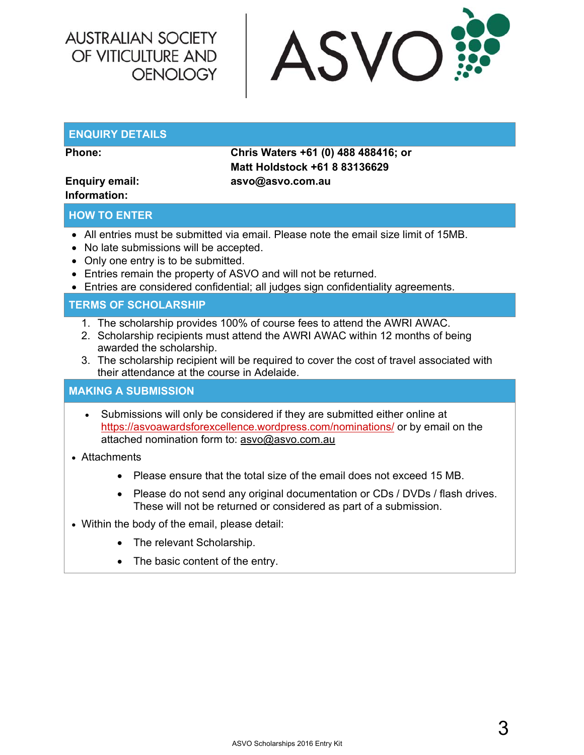AUSTRALIAN SOCIETY OF VITICULTURE AND OENOLOGY

ASVO

## ENQUIRY DETAILS

| | |
|---|---|
| **Phone:** | **Chris Waters +61 (0) 488 488416; or Matt Holdstock +61 8 83136629** |
| **Enquiry email:** | **asvo@asvo.com.au** |
| **Information:** | |

## HOW TO ENTER

- All entries must be submitted via email. Please note the email size limit of 15MB.
- No late submissions will be accepted.
- Only one entry is to be submitted.
- Entries remain the property of ASVO and will not be returned.
- Entries are considered confidential; all judges sign confidentiality agreements.

## TERMS OF SCHOLARSHIP

1. The scholarship provides 100% of course fees to attend the AWRI AWAC.
2. Scholarship recipients must attend the AWRI AWAC within 12 months of being awarded the scholarship.
3. The scholarship recipient will be required to cover the cost of travel associated with their attendance at the course in Adelaide.

## MAKING A SUBMISSION

- Submissions will only be considered if they are submitted either online at https://asvoawardsforexcellence.wordpress.com/nominations/ or by email on the attached nomination form to: asvo@asvo.com.au
- Attachments
  - Please ensure that the total size of the email does not exceed 15 MB.
  - Please do not send any original documentation or CDs / DVDs / flash drives. These will not be returned or considered as part of a submission.
- Within the body of the email, please detail:
  - The relevant Scholarship.
  - The basic content of the entry.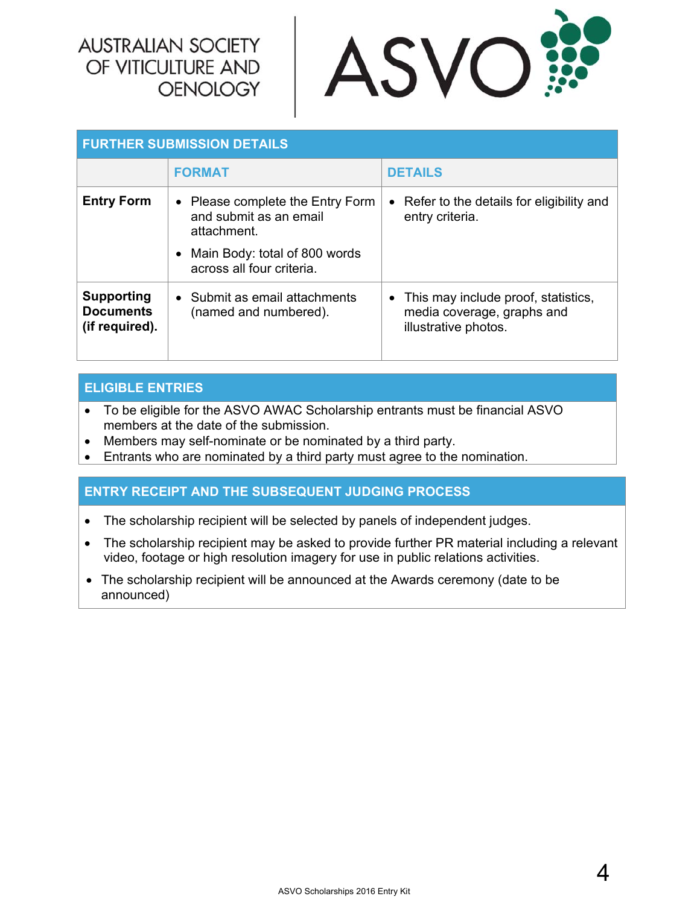AUSTRALIAN SOCIETY OF VITICULTURE AND OENOLOGY

ASVO

## FURTHER SUBMISSION DETAILS

| | FORMAT | DETAILS |
|---|---|---|
| **Entry Form** | • Please complete the Entry Form and submit as an email attachment.<br>• Main Body: total of 800 words across all four criteria. | • Refer to the details for eligibility and entry criteria. |
| **Supporting Documents (if required).** | • Submit as email attachments (named and numbered). | • This may include proof, statistics, media coverage, graphs and illustrative photos. |

## ELIGIBLE ENTRIES

- To be eligible for the ASVO AWAC Scholarship entrants must be financial ASVO members at the date of the submission.
- Members may self-nominate or be nominated by a third party.
- Entrants who are nominated by a third party must agree to the nomination.

## ENTRY RECEIPT AND THE SUBSEQUENT JUDGING PROCESS

- The scholarship recipient will be selected by panels of independent judges.
- The scholarship recipient may be asked to provide further PR material including a relevant video, footage or high resolution imagery for use in public relations activities.
- The scholarship recipient will be announced at the Awards ceremony (date to be announced)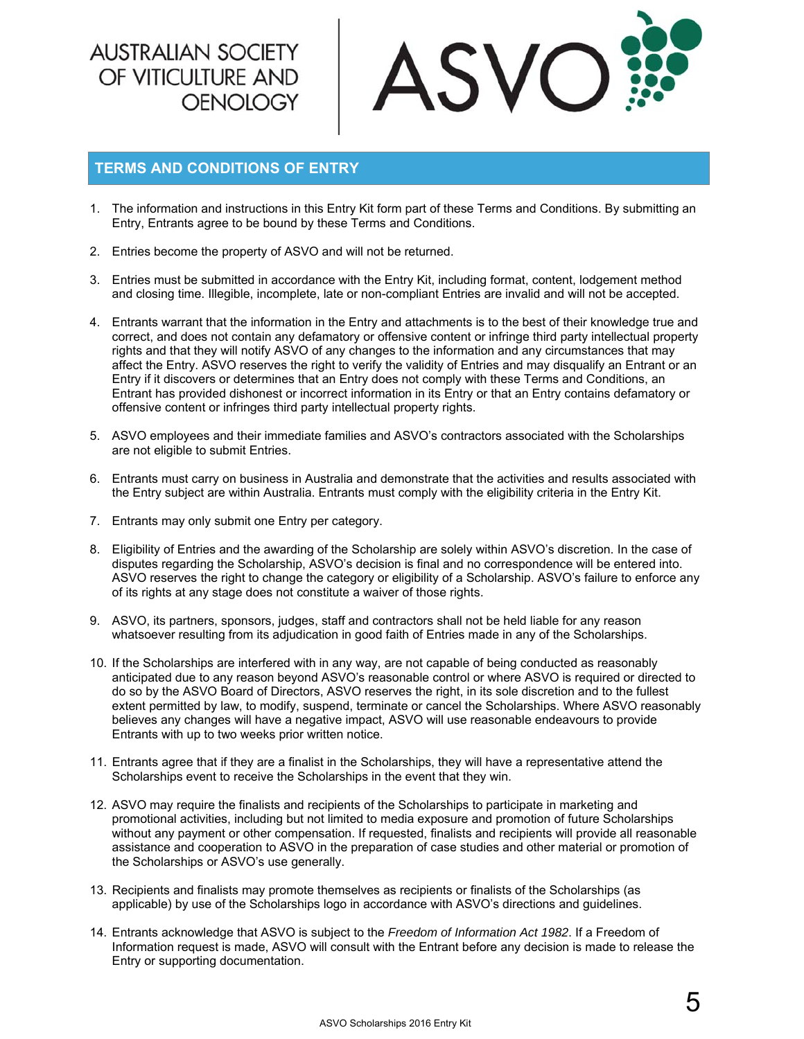AUSTRALIAN SOCIETY OF VITICULTURE AND OENOLOGY

ASVO

## TERMS AND CONDITIONS OF ENTRY

1. The information and instructions in this Entry Kit form part of these Terms and Conditions. By submitting an Entry, Entrants agree to be bound by these Terms and Conditions.

2. Entries become the property of ASVO and will not be returned.

3. Entries must be submitted in accordance with the Entry Kit, including format, content, lodgement method and closing time. Illegible, incomplete, late or non-compliant Entries are invalid and will not be accepted.

4. Entrants warrant that the information in the Entry and attachments is to the best of their knowledge true and correct, and does not contain any defamatory or offensive content or infringe third party intellectual property rights and that they will notify ASVO of any changes to the information and any circumstances that may affect the Entry. ASVO reserves the right to verify the validity of Entries and may disqualify an Entrant or an Entry if it discovers or determines that an Entry does not comply with these Terms and Conditions, an Entrant has provided dishonest or incorrect information in its Entry or that an Entry contains defamatory or offensive content or infringes third party intellectual property rights.

5. ASVO employees and their immediate families and ASVO's contractors associated with the Scholarships are not eligible to submit Entries.

6. Entrants must carry on business in Australia and demonstrate that the activities and results associated with the Entry subject are within Australia. Entrants must comply with the eligibility criteria in the Entry Kit.

7. Entrants may only submit one Entry per category.

8. Eligibility of Entries and the awarding of the Scholarship are solely within ASVO's discretion. In the case of disputes regarding the Scholarship, ASVO's decision is final and no correspondence will be entered into. ASVO reserves the right to change the category or eligibility of a Scholarship. ASVO's failure to enforce any of its rights at any stage does not constitute a waiver of those rights.

9. ASVO, its partners, sponsors, judges, staff and contractors shall not be held liable for any reason whatsoever resulting from its adjudication in good faith of Entries made in any of the Scholarships.

10. If the Scholarships are interfered with in any way, are not capable of being conducted as reasonably anticipated due to any reason beyond ASVO's reasonable control or where ASVO is required or directed to do so by the ASVO Board of Directors, ASVO reserves the right, in its sole discretion and to the fullest extent permitted by law, to modify, suspend, terminate or cancel the Scholarships. Where ASVO reasonably believes any changes will have a negative impact, ASVO will use reasonable endeavours to provide Entrants with up to two weeks prior written notice.

11. Entrants agree that if they are a finalist in the Scholarships, they will have a representative attend the Scholarships event to receive the Scholarships in the event that they win.

12. ASVO may require the finalists and recipients of the Scholarships to participate in marketing and promotional activities, including but not limited to media exposure and promotion of future Scholarships without any payment or other compensation. If requested, finalists and recipients will provide all reasonable assistance and cooperation to ASVO in the preparation of case studies and other material or promotion of the Scholarships or ASVO's use generally.

13. Recipients and finalists may promote themselves as recipients or finalists of the Scholarships (as applicable) by use of the Scholarships logo in accordance with ASVO's directions and guidelines.

14. Entrants acknowledge that ASVO is subject to the *Freedom of Information Act 1982*. If a Freedom of Information request is made, ASVO will consult with the Entrant before any decision is made to release the Entry or supporting documentation.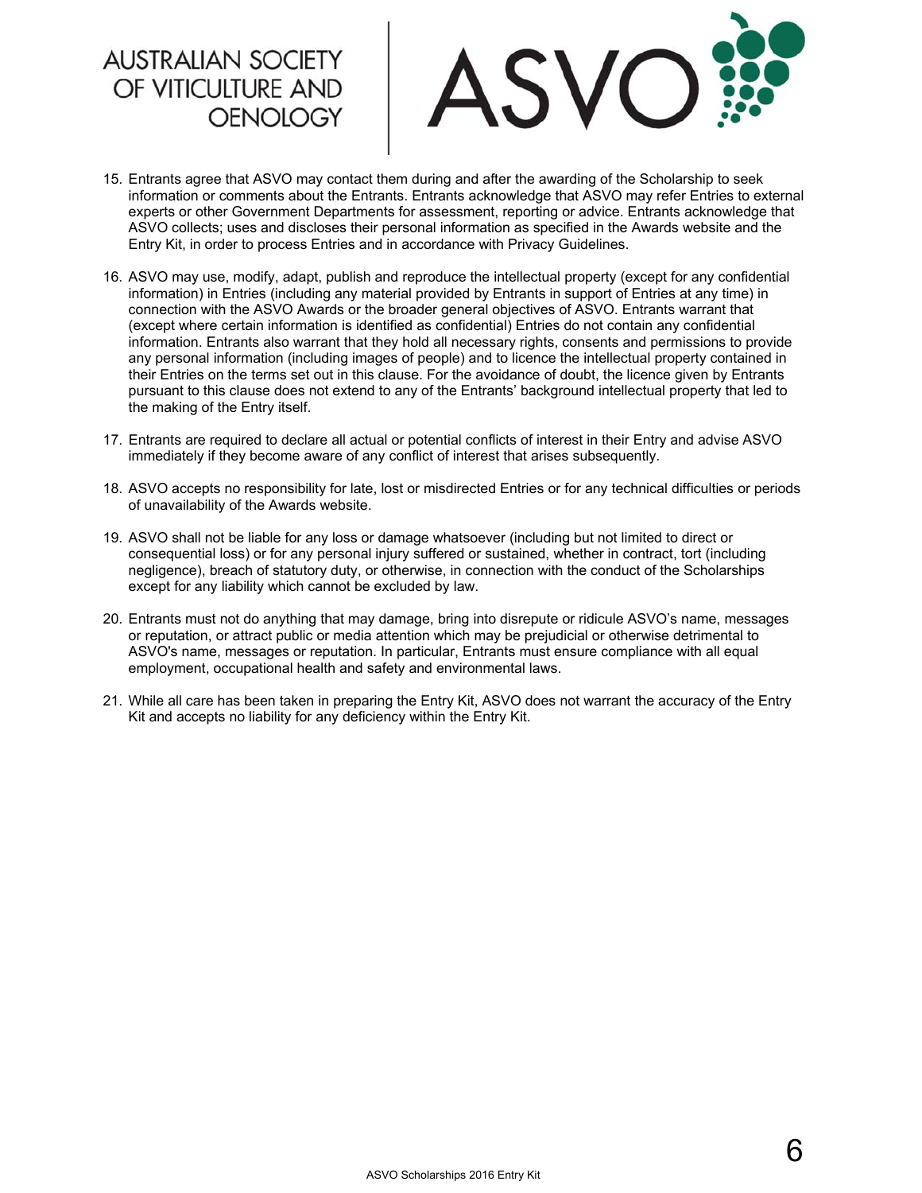15. Entrants agree that ASVO may contact them during and after the awarding of the Scholarship to seek information or comments about the Entrants. Entrants acknowledge that ASVO may refer Entries to external experts or other Government Departments for assessment, reporting or advice. Entrants acknowledge that ASVO collects; uses and discloses their personal information as specified in the Awards website and the Entry Kit, in order to process Entries and in accordance with Privacy Guidelines.

16. ASVO may use, modify, adapt, publish and reproduce the intellectual property (except for any confidential information) in Entries (including any material provided by Entrants in support of Entries at any time) in connection with the ASVO Awards or the broader general objectives of ASVO. Entrants warrant that (except where certain information is identified as confidential) Entries do not contain any confidential information. Entrants also warrant that they hold all necessary rights, consents and permissions to provide any personal information (including images of people) and to licence the intellectual property contained in their Entries on the terms set out in this clause. For the avoidance of doubt, the licence given by Entrants pursuant to this clause does not extend to any of the Entrants' background intellectual property that led to the making of the Entry itself.

17. Entrants are required to declare all actual or potential conflicts of interest in their Entry and advise ASVO immediately if they become aware of any conflict of interest that arises subsequently.

18. ASVO accepts no responsibility for late, lost or misdirected Entries or for any technical difficulties or periods of unavailability of the Awards website.

19. ASVO shall not be liable for any loss or damage whatsoever (including but not limited to direct or consequential loss) or for any personal injury suffered or sustained, whether in contract, tort (including negligence), breach of statutory duty, or otherwise, in connection with the conduct of the Scholarships except for any liability which cannot be excluded by law.

20. Entrants must not do anything that may damage, bring into disrepute or ridicule ASVO's name, messages or reputation, or attract public or media attention which may be prejudicial or otherwise detrimental to ASVO's name, messages or reputation. In particular, Entrants must ensure compliance with all equal employment, occupational health and safety and environmental laws.

21. While all care has been taken in preparing the Entry Kit, ASVO does not warrant the accuracy of the Entry Kit and accepts no liability for any deficiency within the Entry Kit.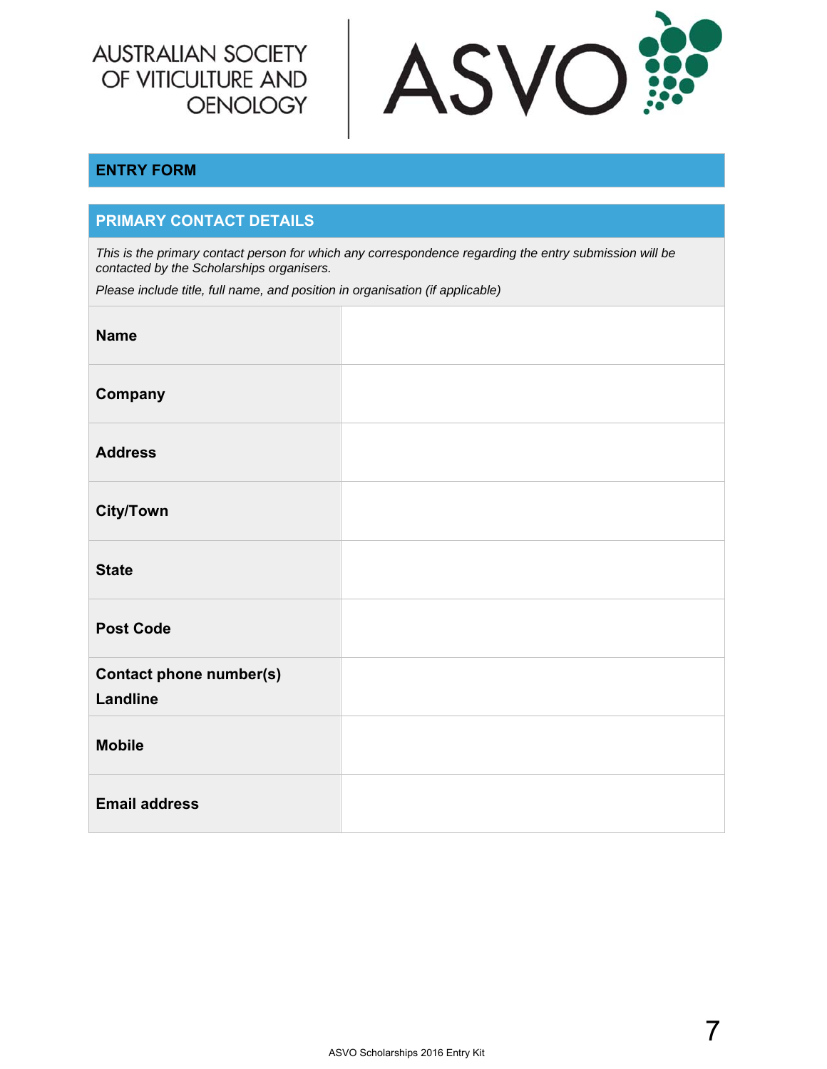AUSTRALIAN SOCIETY OF VITICULTURE AND OENOLOGY

ASVO

## ENTRY FORM

## PRIMARY CONTACT DETAILS

*This is the primary contact person for which any correspondence regarding the entry submission will be contacted by the Scholarships organisers.*

*Please include title, full name, and position in organisation (if applicable)*

| | |
|---|---|
| **Name** | |
| **Company** | |
| **Address** | |
| **City/Town** | |
| **State** | |
| **Post Code** | |
| **Contact phone number(s)** **Landline** | |
| **Mobile** | |
| **Email address** | |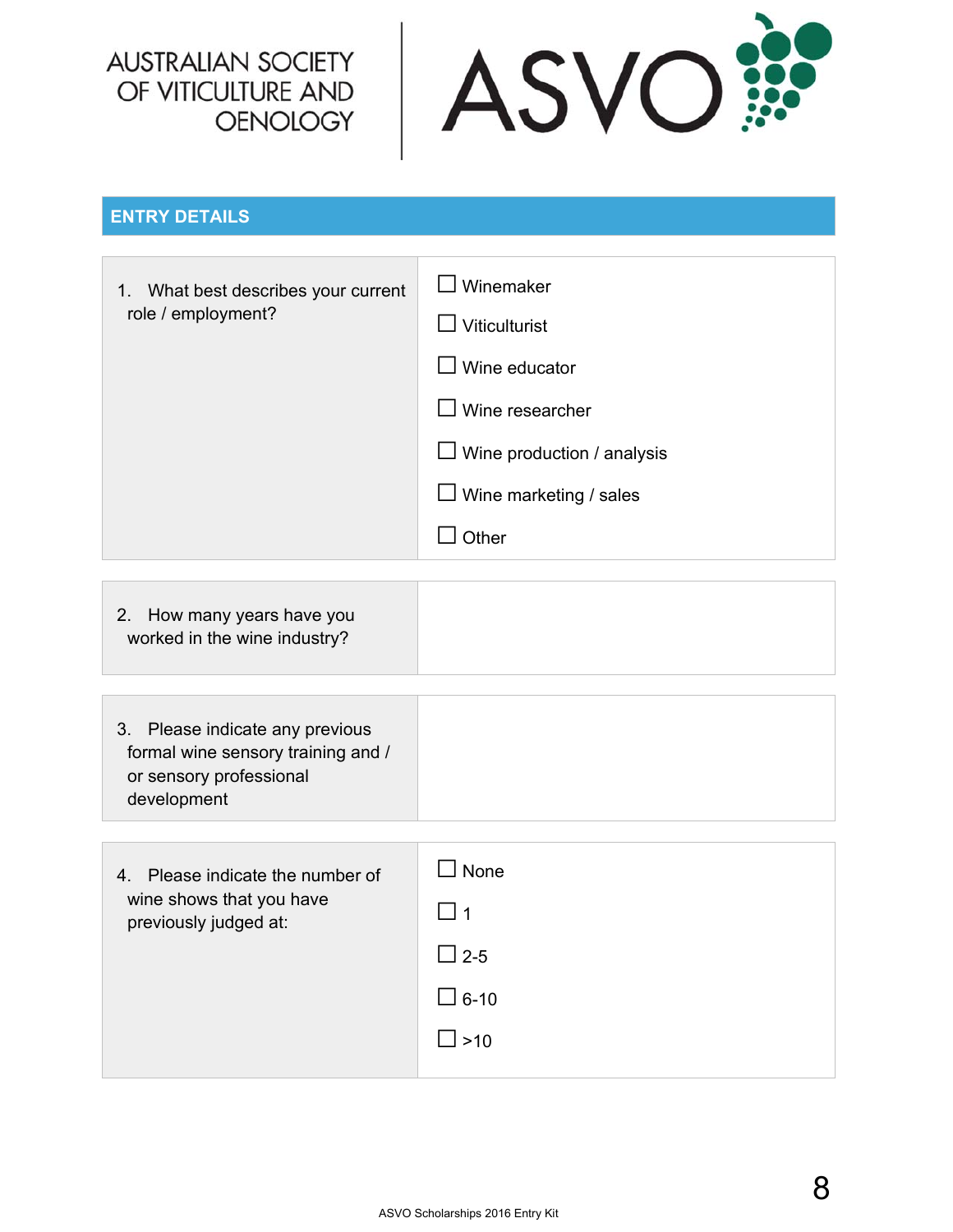AUSTRALIAN SOCIETY OF VITICULTURE AND OENOLOGY

ASVO

## ENTRY DETAILS

| | |
|---|---|
| 1. What best describes your current role / employment? | ☐ Winemaker<br>☐ Viticulturist<br>☐ Wine educator<br>☐ Wine researcher<br>☐ Wine production / analysis<br>☐ Wine marketing / sales<br>☐ Other |

| | |
|---|---|
| 2. How many years have you worked in the wine industry? | |

| | |
|---|---|
| 3. Please indicate any previous formal wine sensory training and / or sensory professional development | |

| | |
|---|---|
| 4. Please indicate the number of wine shows that you have previously judged at: | ☐ None<br>☐ 1<br>☐ 2-5<br>☐ 6-10<br>☐ >10 |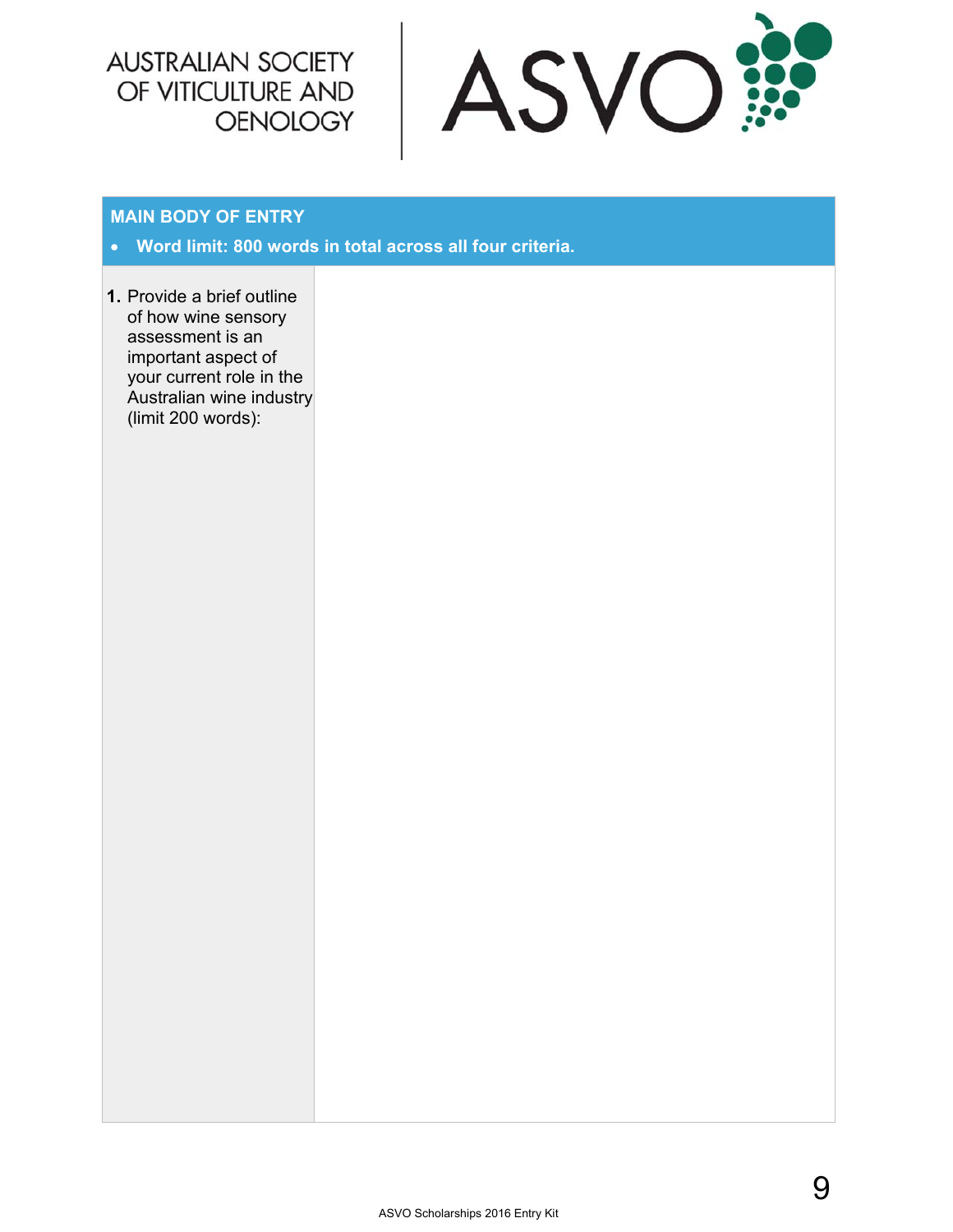AUSTRALIAN SOCIETY OF VITICULTURE AND OENOLOGY

ASVO

## MAIN BODY OF ENTRY

- **Word limit: 800 words in total across all four criteria.**

| 1. Provide a brief outline of how wine sensory assessment is an important aspect of your current role in the Australian wine industry (limit 200 words): | |
|---|---|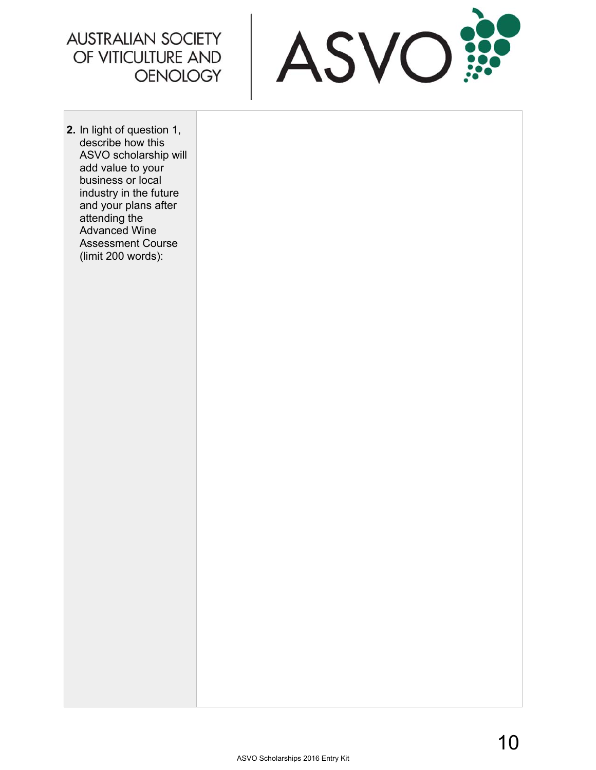AUSTRALIAN SOCIETY OF VITICULTURE AND OENOLOGY

ASVO

| | |
|---|---|
| **2.** In light of question 1, describe how this ASVO scholarship will add value to your business or local industry in the future and your plans after attending the Advanced Wine Assessment Course (limit 200 words): | |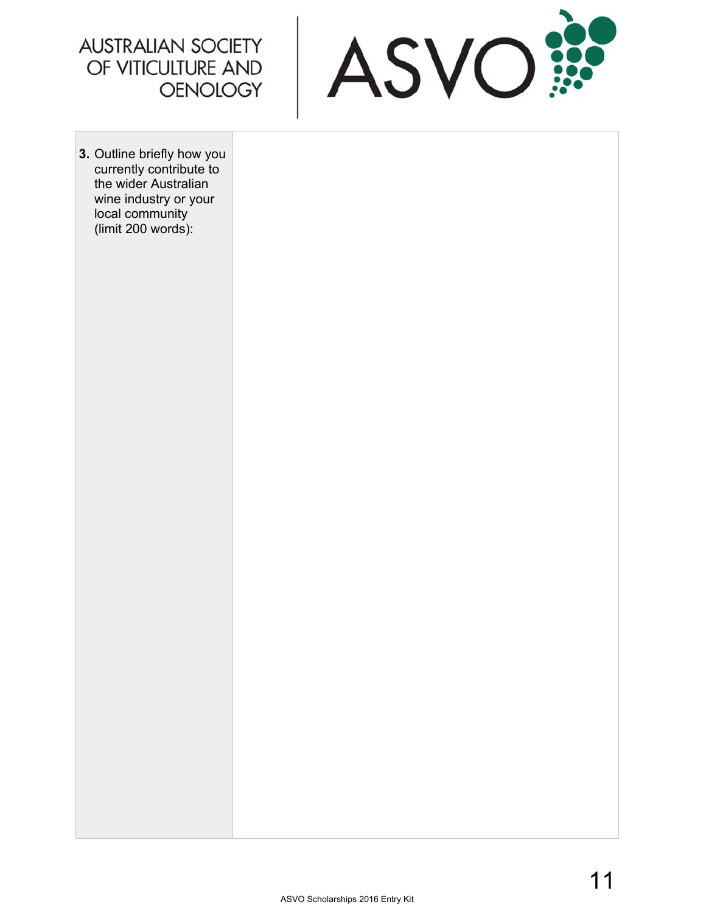AUSTRALIAN SOCIETY OF VITICULTURE AND OENOLOGY

ASVO

| 3. Outline briefly how you currently contribute to the wider Australian wine industry or your local community (limit 200 words): | |
|---|---|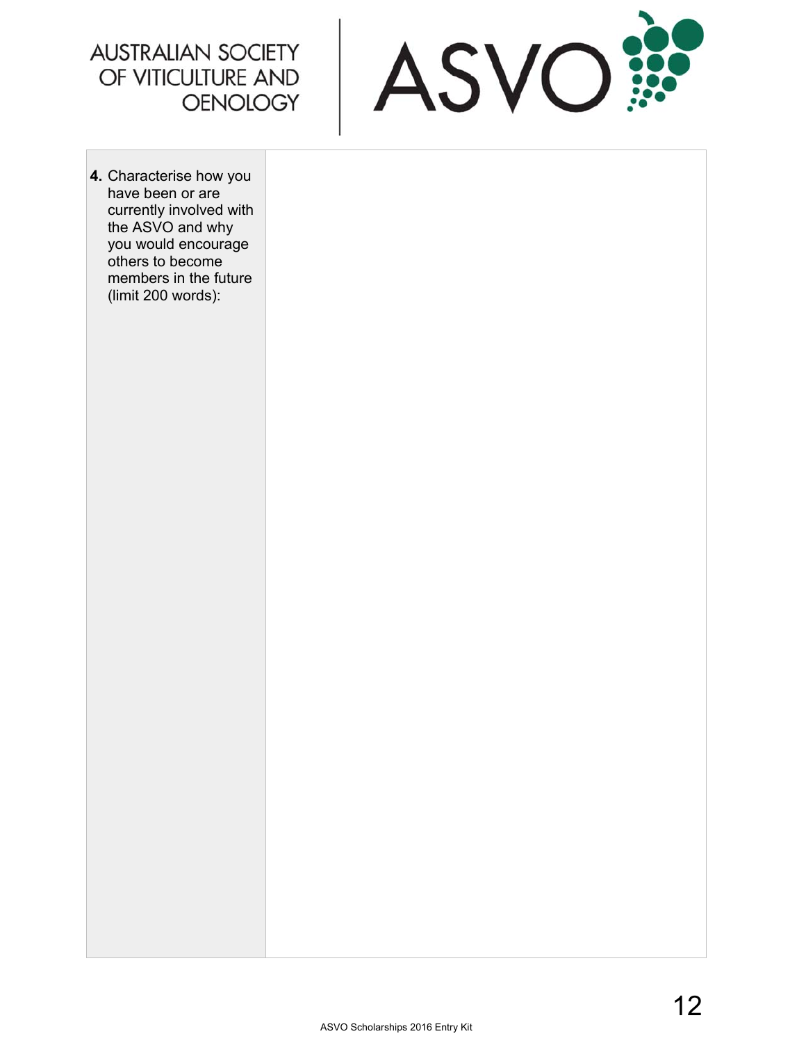AUSTRALIAN SOCIETY OF VITICULTURE AND OENOLOGY

ASVO

| | |
|---|---|
| **4.** Characterise how you have been or are currently involved with the ASVO and why you would encourage others to become members in the future (limit 200 words): | |